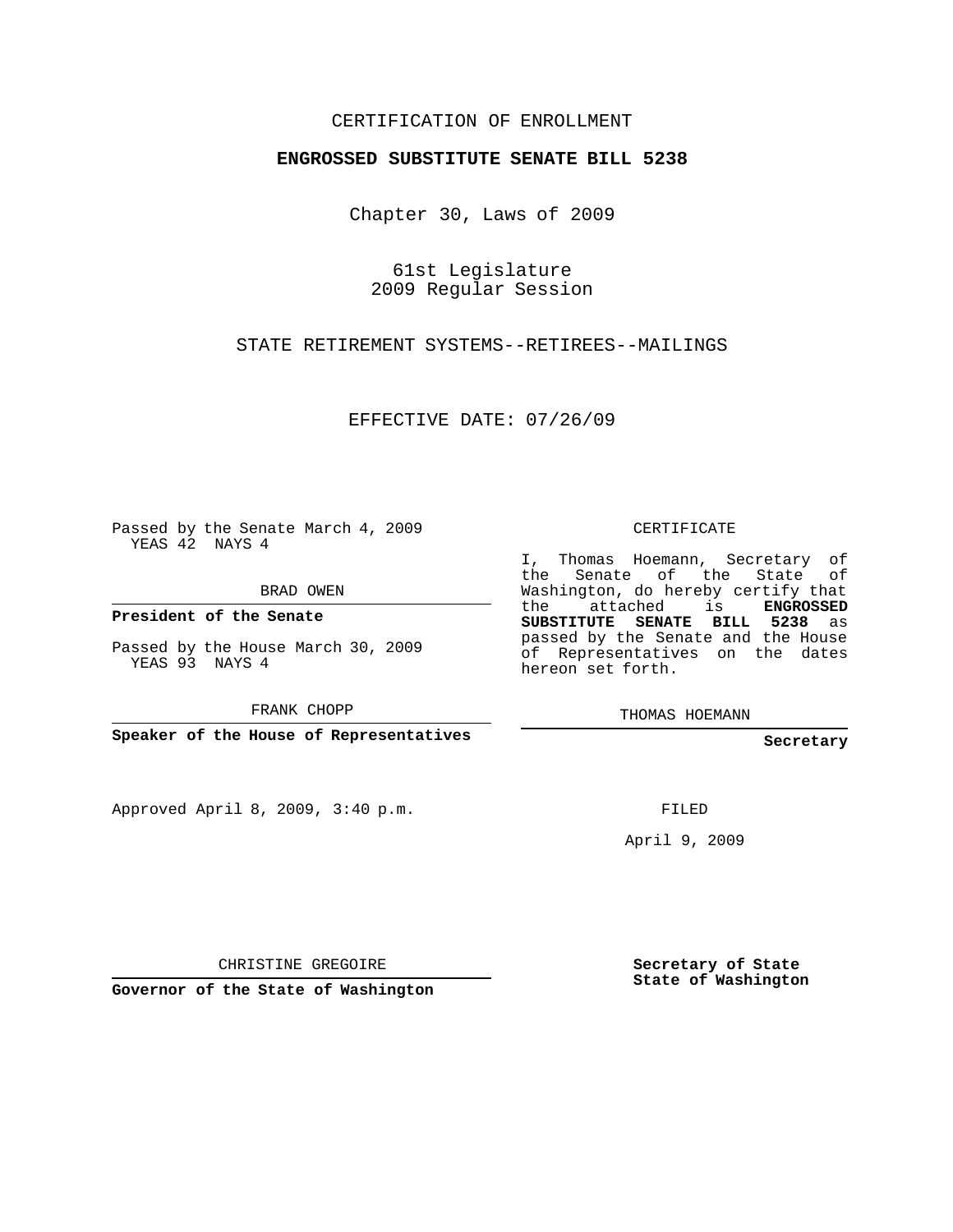CERTIFICATION OF ENROLLMENT

**ENGROSSED SUBSTITUTE SENATE BILL 5238**

Chapter 30, Laws of 2009

61st Legislature
2009 Regular Session

STATE RETIREMENT SYSTEMS--RETIREES--MAILINGS

EFFECTIVE DATE: 07/26/09

Passed by the Senate March 4, 2009
YEAS 42 NAYS 4

BRAD OWEN

**President of the Senate**

Passed by the House March 30, 2009
YEAS 93 NAYS 4

FRANK CHOPP

**Speaker of the House of Representatives**

Approved April 8, 2009, 3:40 p.m.

CHRISTINE GREGOIRE

**Governor of the State of Washington**

CERTIFICATE

I, Thomas Hoemann, Secretary of the Senate of the State of Washington, do hereby certify that the attached is **ENGROSSED SUBSTITUTE SENATE BILL 5238** as passed by the Senate and the House of Representatives on the dates hereon set forth.

THOMAS HOEMANN

**Secretary**

FILED

April 9, 2009

**Secretary of State**
**State of Washington**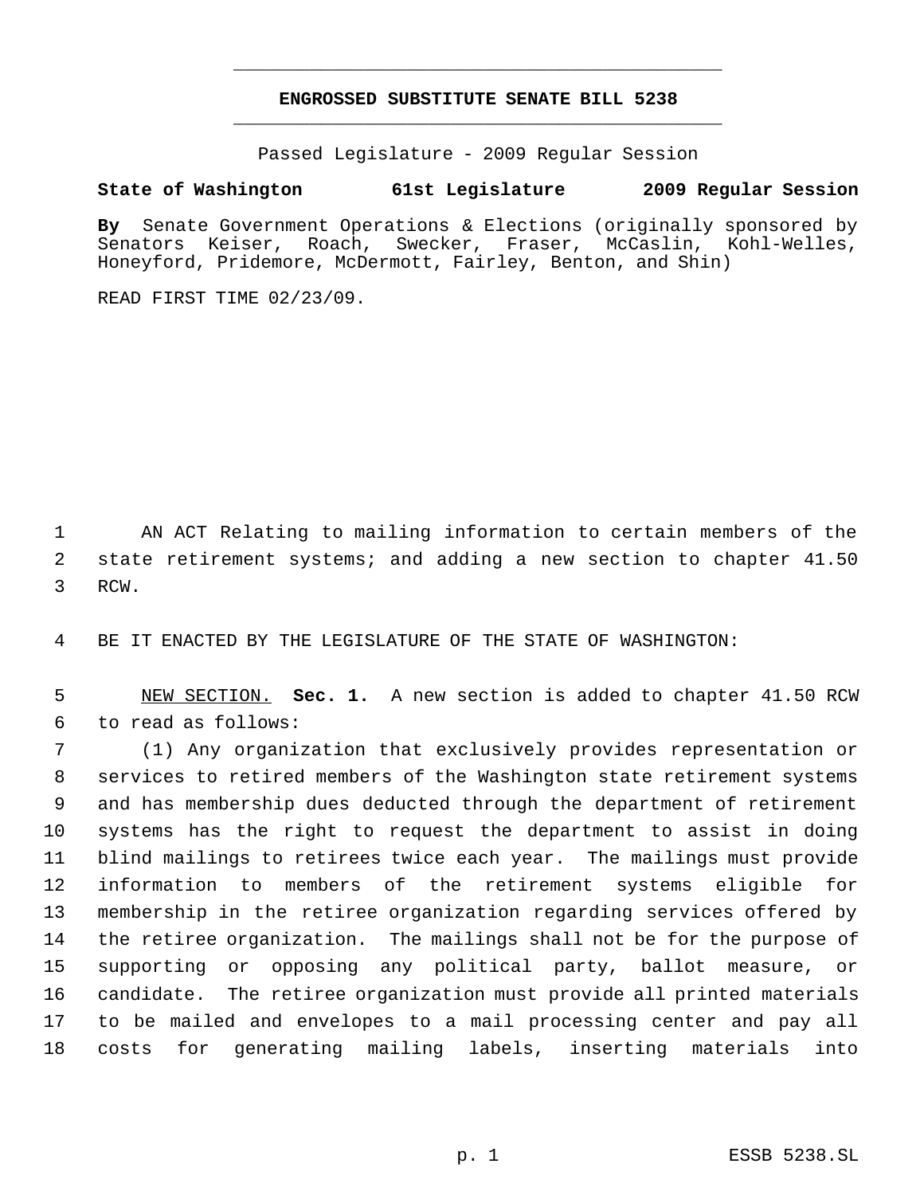**ENGROSSED SUBSTITUTE SENATE BILL 5238**

Passed Legislature - 2009 Regular Session

**State of Washington 61st Legislature 2009 Regular Session**

**By** Senate Government Operations & Elections (originally sponsored by Senators Keiser, Roach, Swecker, Fraser, McCaslin, Kohl-Welles, Honeyford, Pridemore, McDermott, Fairley, Benton, and Shin)

READ FIRST TIME 02/23/09.

AN ACT Relating to mailing information to certain members of the state retirement systems; and adding a new section to chapter 41.50 RCW.

BE IT ENACTED BY THE LEGISLATURE OF THE STATE OF WASHINGTON:

NEW SECTION. **Sec. 1.** A new section is added to chapter 41.50 RCW to read as follows:

(1) Any organization that exclusively provides representation or services to retired members of the Washington state retirement systems and has membership dues deducted through the department of retirement systems has the right to request the department to assist in doing blind mailings to retirees twice each year. The mailings must provide information to members of the retirement systems eligible for membership in the retiree organization regarding services offered by the retiree organization. The mailings shall not be for the purpose of supporting or opposing any political party, ballot measure, or candidate. The retiree organization must provide all printed materials to be mailed and envelopes to a mail processing center and pay all costs for generating mailing labels, inserting materials into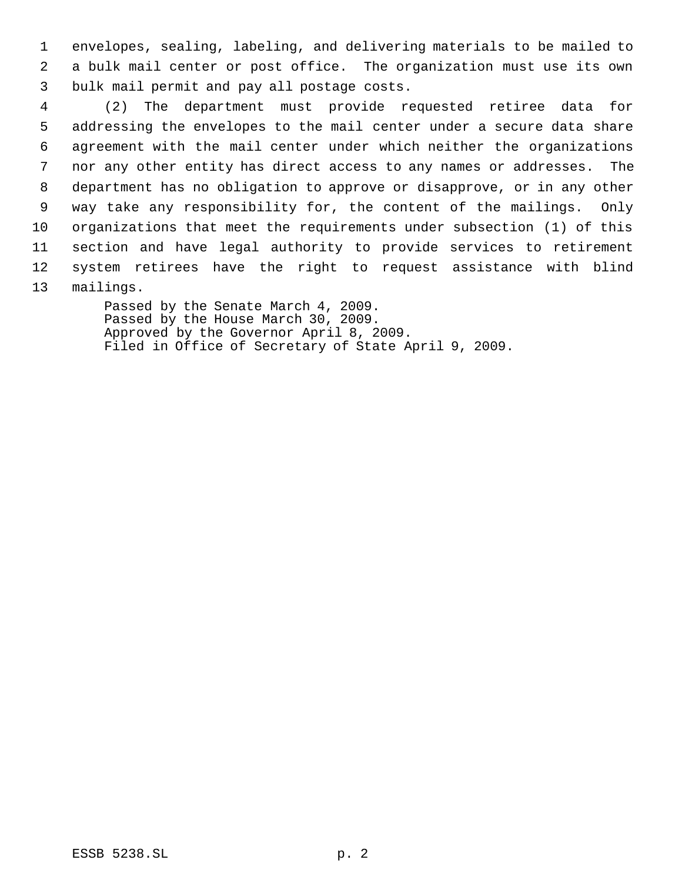envelopes, sealing, labeling, and delivering materials to be mailed to a bulk mail center or post office. The organization must use its own bulk mail permit and pay all postage costs.

(2) The department must provide requested retiree data for addressing the envelopes to the mail center under a secure data share agreement with the mail center under which neither the organizations nor any other entity has direct access to any names or addresses. The department has no obligation to approve or disapprove, or in any other way take any responsibility for, the content of the mailings. Only organizations that meet the requirements under subsection (1) of this section and have legal authority to provide services to retirement system retirees have the right to request assistance with blind mailings.

Passed by the Senate March 4, 2009.
Passed by the House March 30, 2009.
Approved by the Governor April 8, 2009.
Filed in Office of Secretary of State April 9, 2009.